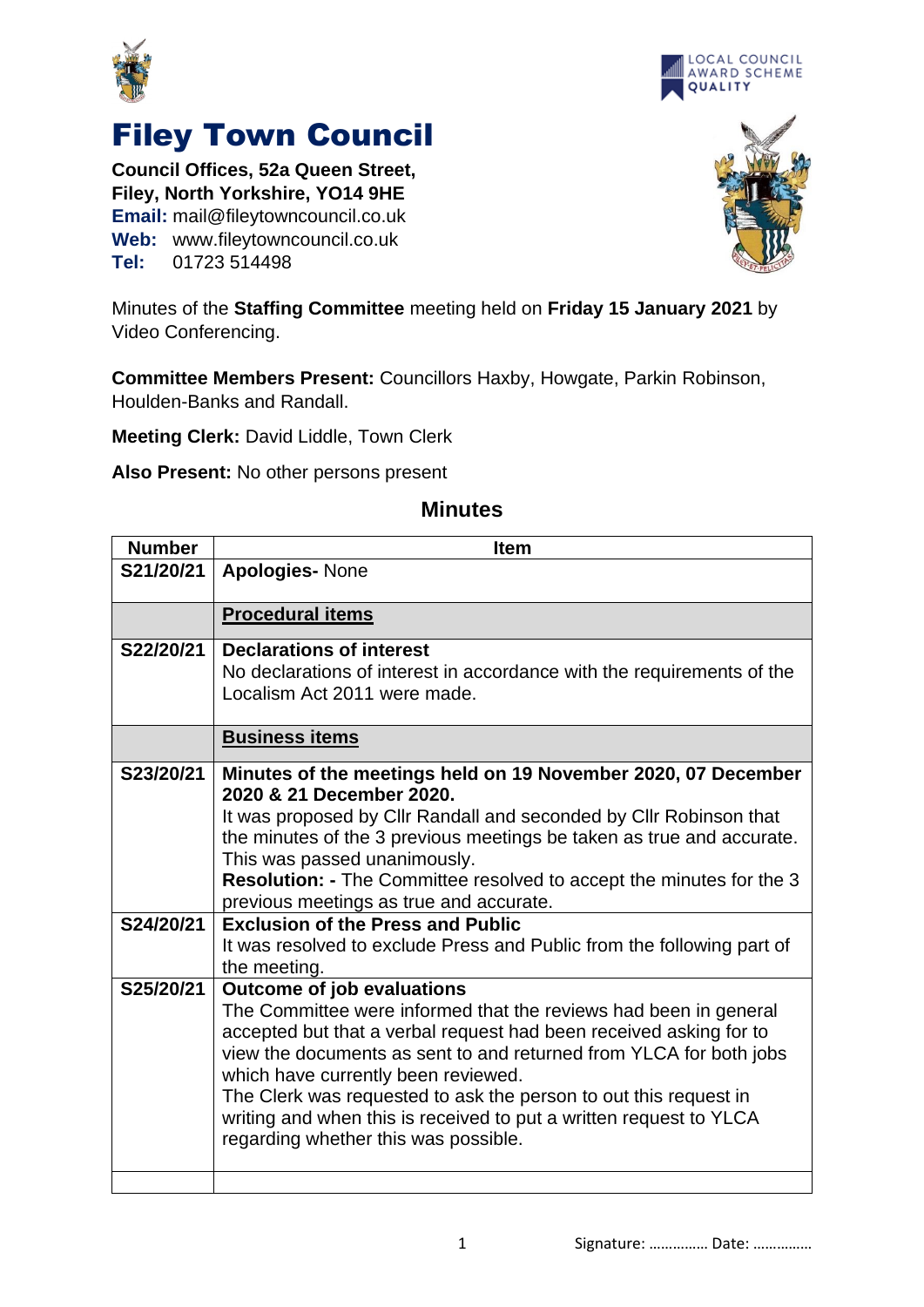# Filey Town Council

**Council Offices, 52a Queen Street,**
**Filey, North Yorkshire, YO14 9HE**
**Email:** mail@fileytowncouncil.co.uk
**Web:** www.fileytowncouncil.co.uk
**Tel:** 01723 514498

LOCAL COUNCIL AWARD SCHEME QUALITY

Minutes of the **Staffing Committee** meeting held on **Friday 15 January 2021** by Video Conferencing.

**Committee Members Present:** Councillors Haxby, Howgate, Parkin Robinson, Houlden-Banks and Randall.

**Meeting Clerk:** David Liddle, Town Clerk

**Also Present:** No other persons present

## Minutes

| Number | Item |
|---|---|
| S21/20/21 | **Apologies-** None |
| | **Procedural items** |
| S22/20/21 | **Declarations of interest**<br>No declarations of interest in accordance with the requirements of the Localism Act 2011 were made. |
| | **Business items** |
| S23/20/21 | **Minutes of the meetings held on 19 November 2020, 07 December 2020 & 21 December 2020.**<br>It was proposed by Cllr Randall and seconded by Cllr Robinson that the minutes of the 3 previous meetings be taken as true and accurate. This was passed unanimously.<br>**Resolution: -** The Committee resolved to accept the minutes for the 3 previous meetings as true and accurate. |
| S24/20/21 | **Exclusion of the Press and Public**<br>It was resolved to exclude Press and Public from the following part of the meeting. |
| S25/20/21 | **Outcome of job evaluations**<br>The Committee were informed that the reviews had been in general accepted but that a verbal request had been received asking for to view the documents as sent to and returned from YLCA for both jobs which have currently been reviewed.<br>The Clerk was requested to ask the person to out this request in writing and when this is received to put a written request to YLCA regarding whether this was possible. |
| | |

Signature: …………… Date: ……………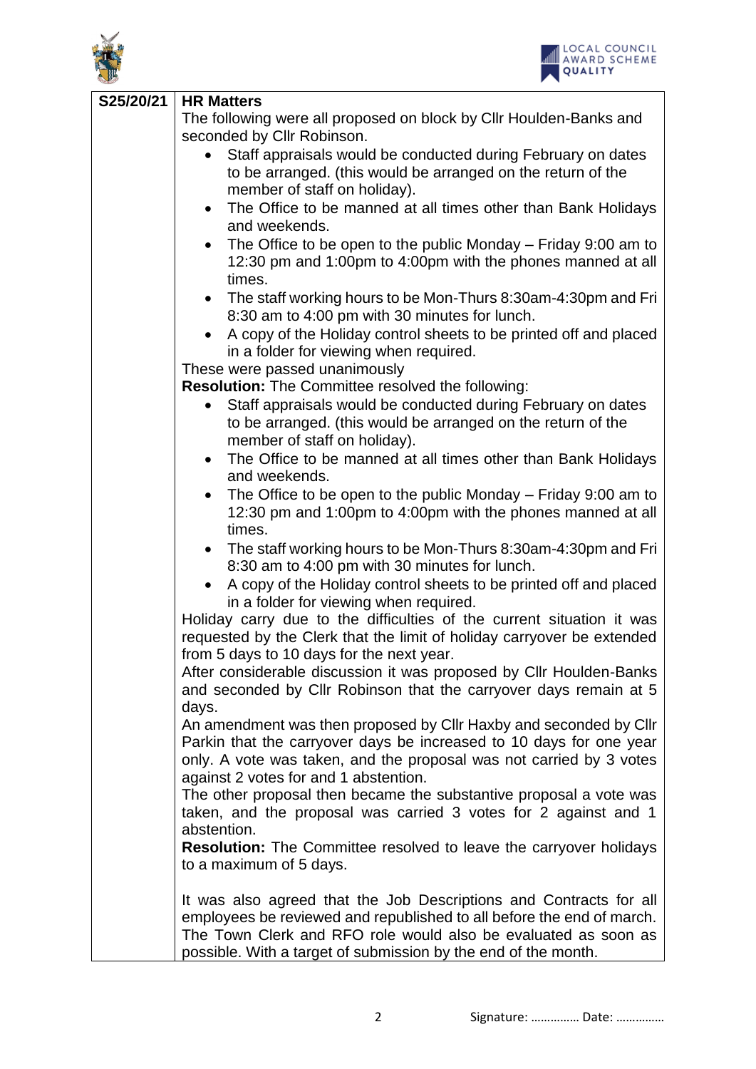| | |
|---|---|
| S25/20/21 | **HR Matters**<br>The following were all proposed on block by Cllr Houlden-Banks and seconded by Cllr Robinson.<br>• Staff appraisals would be conducted during February on dates to be arranged. (this would be arranged on the return of the member of staff on holiday).<br>• The Office to be manned at all times other than Bank Holidays and weekends.<br>• The Office to be open to the public Monday – Friday 9:00 am to 12:30 pm and 1:00pm to 4:00pm with the phones manned at all times.<br>• The staff working hours to be Mon-Thurs 8:30am-4:30pm and Fri 8:30 am to 4:00 pm with 30 minutes for lunch.<br>• A copy of the Holiday control sheets to be printed off and placed in a folder for viewing when required.<br>These were passed unanimously<br>**Resolution:** The Committee resolved the following:<br>• Staff appraisals would be conducted during February on dates to be arranged. (this would be arranged on the return of the member of staff on holiday).<br>• The Office to be manned at all times other than Bank Holidays and weekends.<br>• The Office to be open to the public Monday – Friday 9:00 am to 12:30 pm and 1:00pm to 4:00pm with the phones manned at all times.<br>• The staff working hours to be Mon-Thurs 8:30am-4:30pm and Fri 8:30 am to 4:00 pm with 30 minutes for lunch.<br>• A copy of the Holiday control sheets to be printed off and placed in a folder for viewing when required.<br>Holiday carry due to the difficulties of the current situation it was requested by the Clerk that the limit of holiday carryover be extended from 5 days to 10 days for the next year.<br>After considerable discussion it was proposed by Cllr Houlden-Banks and seconded by Cllr Robinson that the carryover days remain at 5 days.<br>An amendment was then proposed by Cllr Haxby and seconded by Cllr Parkin that the carryover days be increased to 10 days for one year only. A vote was taken, and the proposal was not carried by 3 votes against 2 votes for and 1 abstention.<br>The other proposal then became the substantive proposal a vote was taken, and the proposal was carried 3 votes for 2 against and 1 abstention.<br>**Resolution:** The Committee resolved to leave the carryover holidays to a maximum of 5 days.<br><br>It was also agreed that the Job Descriptions and Contracts for all employees be reviewed and republished to all before the end of march. The Town Clerk and RFO role would also be evaluated as soon as possible. With a target of submission by the end of the month. |

Signature: …………… Date: ……………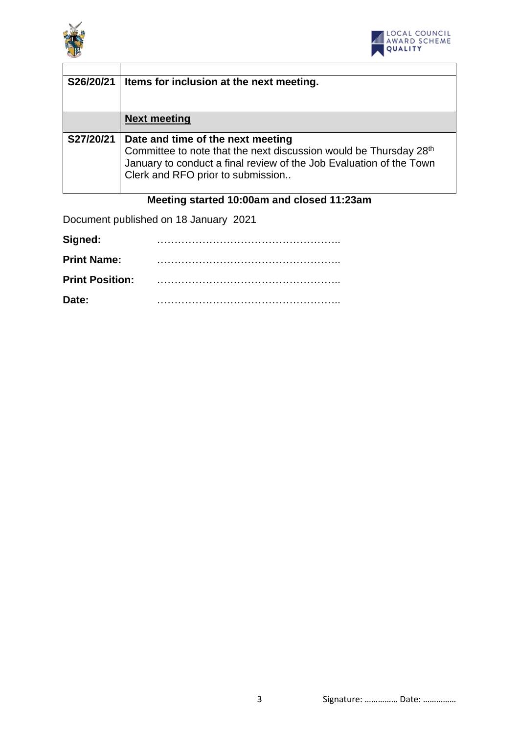| | |
|---|---|
| S26/20/21 | **Items for inclusion at the next meeting.** |
| | **Next meeting** |
| S27/20/21 | **Date and time of the next meeting** Committee to note that the next discussion would be Thursday 28th January to conduct a final review of the Job Evaluation of the Town Clerk and RFO prior to submission.. |

**Meeting started 10:00am and closed 11:23am**

Document published on 18 January 2021

**Signed:** ……………………………………………..

**Print Name:** ……………………………………………..

**Print Position:** ……………………………………………..

**Date:** ……………………………………………..

Signature: …………… Date: ……………